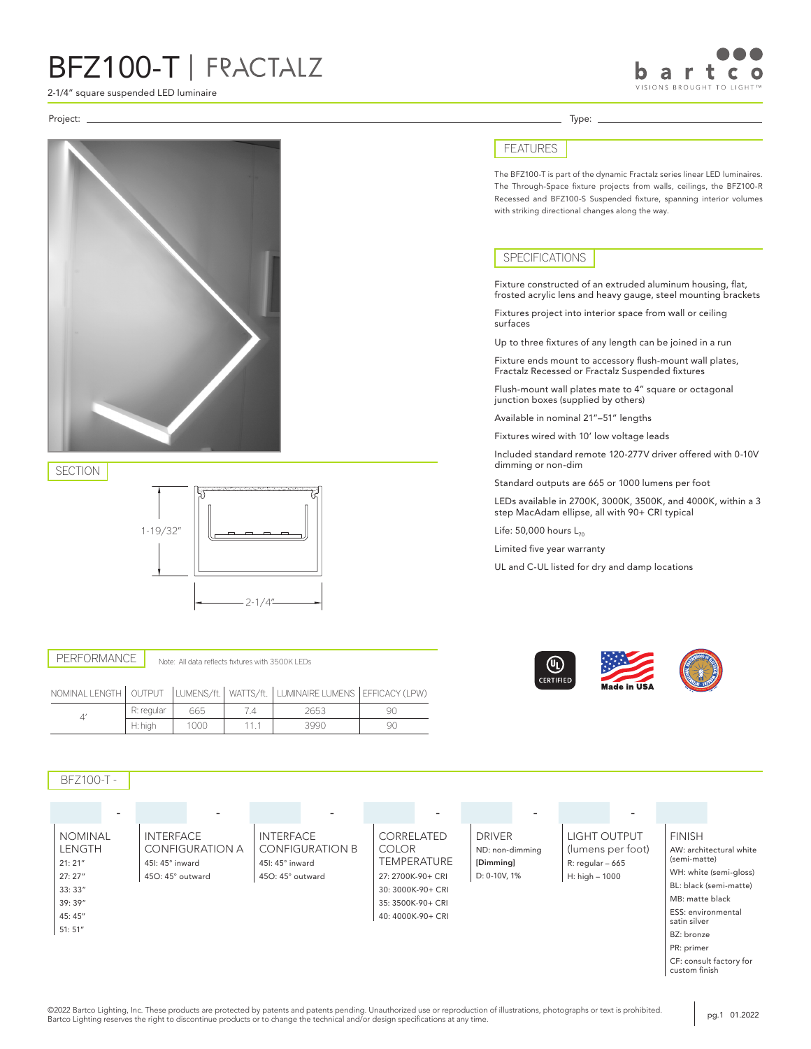# BFZ100-T | FRACTALZ

2-1/4" square suspended LED luminaire

Project: ______________________ Type: ______________________

## FEATURES

The BFZ100-T is part of the dynamic Fractalz series linear LED luminaires. The Through-Space fixture projects from walls, ceilings, the BFZ100-R Recessed and BFZ100-S Suspended fixture, spanning interior volumes with striking directional changes along the way.

## SPECIFICATIONS

Fixture constructed of an extruded aluminum housing, flat, frosted acrylic lens and heavy gauge, steel mounting brackets

Fixtures project into interior space from wall or ceiling surfaces

Up to three fixtures of any length can be joined in a run

Fixture ends mount to accessory flush-mount wall plates, Fractalz Recessed or Fractalz Suspended fixtures

Flush-mount wall plates mate to 4" square or octagonal junction boxes (supplied by others)

Available in nominal 21"–51" lengths

Fixtures wired with 10' low voltage leads

Included standard remote 120-277V driver offered with 0-10V dimming or non-dim

Standard outputs are 665 or 1000 lumens per foot

LEDs available in 2700K, 3000K, 3500K, and 4000K, within a 3 step MacAdam ellipse, all with 90+ CRI typical

Life: 50,000 hours $L_{70}$

Limited five year warranty

UL and C-UL listed for dry and damp locations

## SECTION

1-19/32"

2-1/4"

## PERFORMANCE

Note: All data reflects fixtures with 3500K LEDs

| NOMINAL LENGTH | OUTPUT | LUMENS/ft. | WATTS/ft. | LUMINAIRE LUMENS | EFFICACY (LPW) |
|---|---|---|---|---|---|
| 4' | R: regular | 665 | 7.4 | 2653 | 90 |
| | H: high | 1000 | 11.1 | 3990 | 90 |

## BFZ100-T -

| NOMINAL LENGTH | INTERFACE CONFIGURATION A | INTERFACE CONFIGURATION B | CORRELATED COLOR TEMPERATURE | DRIVER | LIGHT OUTPUT (lumens per foot) | FINISH |
|---|---|---|---|---|---|---|
| 21: 21" | 45I: 45° inward | 45I: 45° inward | 27: 2700K-90+ CRI | ND: non-dimming | R: regular – 665 | AW: architectural white (semi-matte) |
| 27: 27" | 45O: 45° outward | 45O: 45° outward | 30: 3000K-90+ CRI | **[Dimming]** | H: high – 1000 | WH: white (semi-gloss) |
| 33: 33" | | | 35: 3500K-90+ CRI | D: 0-10V, 1% | | BL: black (semi-matte) |
| 39: 39" | | | 40: 4000K-90+ CRI | | | MB: matte black |
| 45: 45" | | | | | | ESS: environmental satin silver |
| 51: 51" | | | | | | BZ: bronze |
| | | | | | | PR: primer |
| | | | | | | CF: consult factory for custom finish |

©2022 Bartco Lighting, Inc. These products are protected by patents and patents pending. Unauthorized use or reproduction of illustrations, photographs or text is prohibited. Bartco Lighting reserves the right to discontinue products or to change the technical and/or design specifications at any time.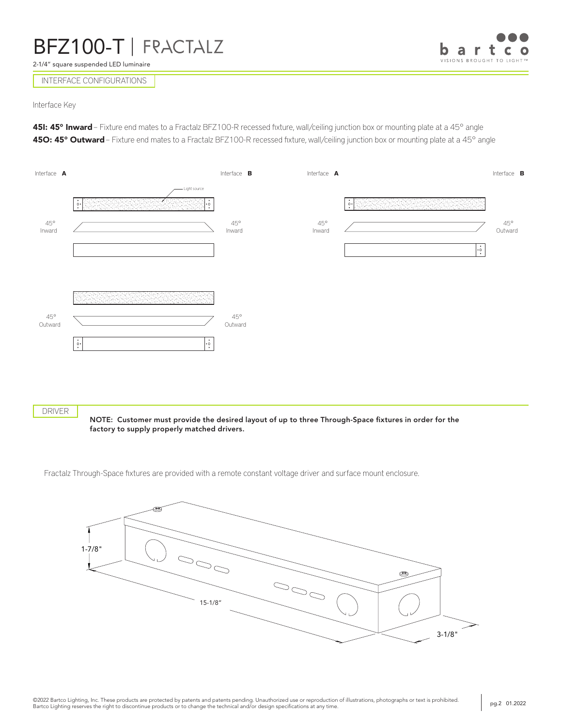# BFZ100-T | FRACTALZ

2-1/4" square suspended LED luminaire

## INTERFACE CONFIGURATIONS

Interface Key

**45I: 45° Inward** – Fixture end mates to a Fractalz BFZ100-R recessed fixture, wall/ceiling junction box or mounting plate at a 45° angle

**45O: 45° Outward** – Fixture end mates to a Fractalz BFZ100-R recessed fixture, wall/ceiling junction box or mounting plate at a 45° angle

Interface **A** / Interface **B**

Light source

45° Inward / 45° Inward

45° Inward / 45° Outward

45° Outward / 45° Outward

## DRIVER

**NOTE: Customer must provide the desired layout of up to three Through-Space fixtures in order for the factory to supply properly matched drivers.**

Fractalz Through-Space fixtures are provided with a remote constant voltage driver and surface mount enclosure.

1-7/8"

15-1/8"

3-1/8"

©2022 Bartco Lighting, Inc. These products are protected by patents and patents pending. Unauthorized use or reproduction of illustrations, photographs or text is prohibited. Bartco Lighting reserves the right to discontinue products or to change the technical and/or design specifications at any time.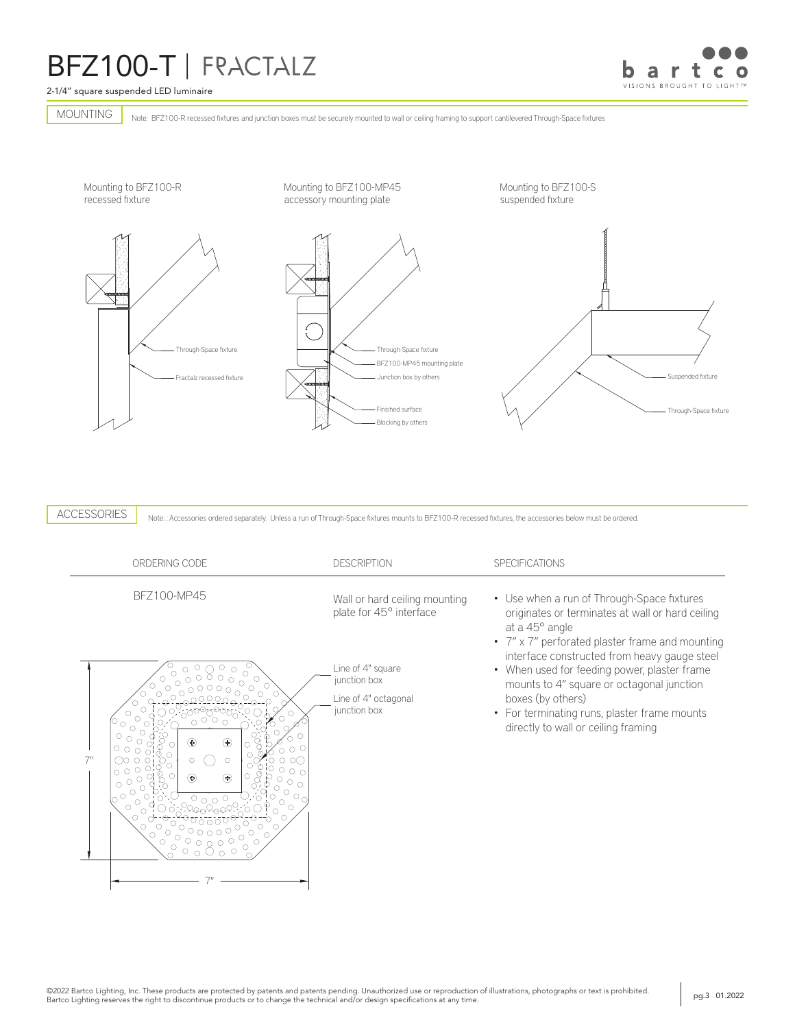# BFZ100-T | FRACTALZ

2-1/4" square suspended LED luminaire

## MOUNTING

Note: BFZ100-R recessed fixtures and junction boxes must be securely mounted to wall or ceiling framing to support cantilevered Through-Space fixtures

Mounting to BFZ100-R recessed fixture

- Through-Space fixture
- Fractalz recessed fixture

Mounting to BFZ100-MP45 accessory mounting plate

- Through-Space fixture
- BFZ100-MP45 mounting plate
- Junction box by others
- Finished surface
- Blocking by others

Mounting to BFZ100-S suspended fixture

- Suspended fixture
- Through-Space fixture

## ACCESSORIES

Note: : Accessories ordered separately. Unless a run of Through-Space fixtures mounts to BFZ100-R recessed fixtures, the accessories below must be ordered.

| ORDERING CODE | DESCRIPTION | SPECIFICATIONS |
|---|---|---|
| BFZ100-MP45 | Wall or hard ceiling mounting plate for 45° interface | • Use when a run of Through-Space fixtures originates or terminates at wall or hard ceiling at a 45° angle<br>• 7" x 7" perforated plaster frame and mounting interface constructed from heavy gauge steel<br>• When used for feeding power, plaster frame mounts to 4" square or octagonal junction boxes (by others)<br>• For terminating runs, plaster frame mounts directly to wall or ceiling framing |

Line of 4" square junction box

Line of 4" octagonal junction box

7"

7"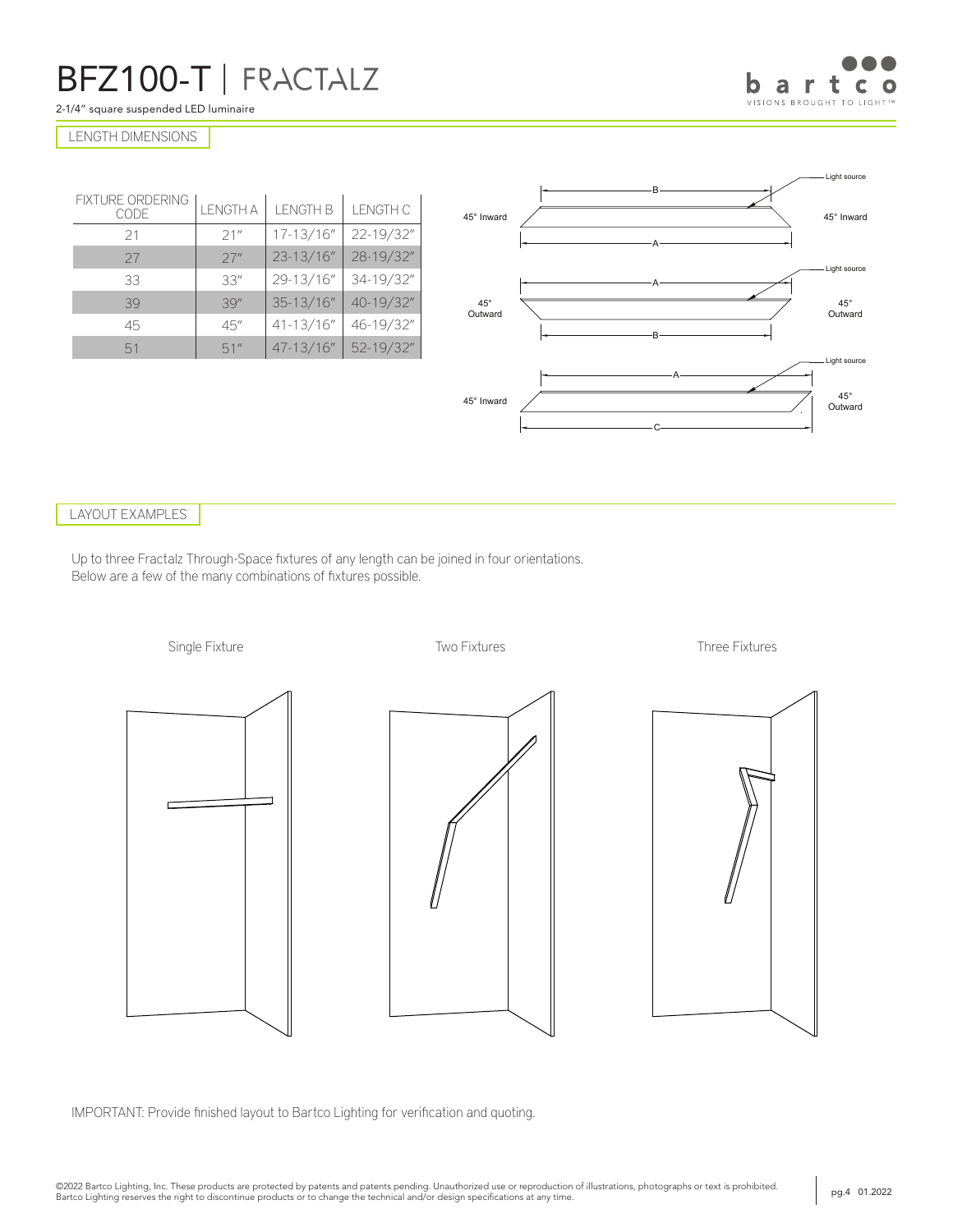# BFZ100-T | FRACTALZ

2-1/4" square suspended LED luminaire

## LENGTH DIMENSIONS

| FIXTURE ORDERING CODE | LENGTH A | LENGTH B | LENGTH C |
|---|---|---|---|
| 21 | 21" | 17-13/16" | 22-19/32" |
| 27 | 27" | 23-13/16" | 28-19/32" |
| 33 | 33" | 29-13/16" | 34-19/32" |
| 39 | 39" | 35-13/16" | 40-19/32" |
| 45 | 45" | 41-13/16" | 46-19/32" |
| 51 | 51" | 47-13/16" | 52-19/32" |

B
Light source
45° Inward
45° Inward
A

A
Light source
45° Outward
45° Outward
B

A
Light source
45° Inward
45° Outward
C

## LAYOUT EXAMPLES

Up to three Fractalz Through-Space fixtures of any length can be joined in four orientations.
Below are a few of the many combinations of fixtures possible.

Single Fixture

Two Fixtures

Three Fixtures

IMPORTANT: Provide finished layout to Bartco Lighting for verification and quoting.

©2022 Bartco Lighting, Inc. These products are protected by patents and patents pending. Unauthorized use or reproduction of illustrations, photographs or text is prohibited.
Bartco Lighting reserves the right to discontinue products or to change the technical and/or design specifications at any time.